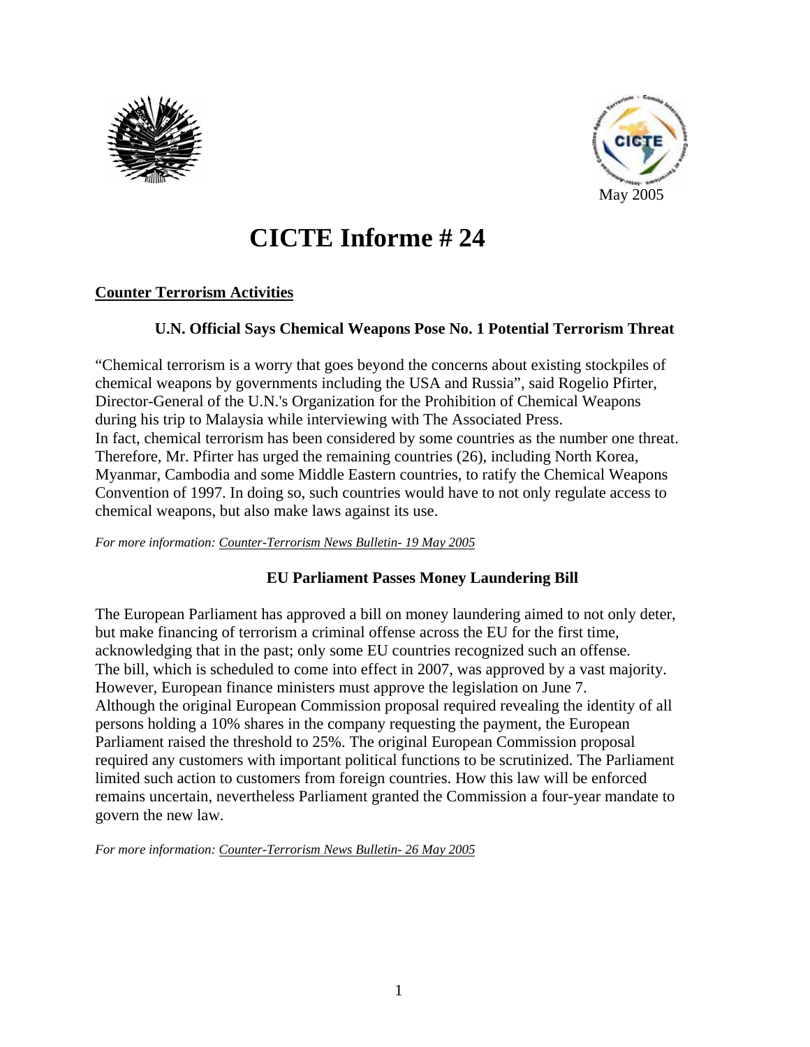May 2005

# CICTE Informe # 24

## Counter Terrorism Activities

### U.N. Official Says Chemical Weapons Pose No. 1 Potential Terrorism Threat

"Chemical terrorism is a worry that goes beyond the concerns about existing stockpiles of chemical weapons by governments including the USA and Russia", said Rogelio Pfirter, Director-General of the U.N.'s Organization for the Prohibition of Chemical Weapons during his trip to Malaysia while interviewing with The Associated Press.
In fact, chemical terrorism has been considered by some countries as the number one threat. Therefore, Mr. Pfirter has urged the remaining countries (26), including North Korea, Myanmar, Cambodia and some Middle Eastern countries, to ratify the Chemical Weapons Convention of 1997. In doing so, such countries would have to not only regulate access to chemical weapons, but also make laws against its use.

*For more information: Counter-Terrorism News Bulletin- 19 May 2005*

### EU Parliament Passes Money Laundering Bill

The European Parliament has approved a bill on money laundering aimed to not only deter, but make financing of terrorism a criminal offense across the EU for the first time, acknowledging that in the past; only some EU countries recognized such an offense.
The bill, which is scheduled to come into effect in 2007, was approved by a vast majority. However, European finance ministers must approve the legislation on June 7.
Although the original European Commission proposal required revealing the identity of all persons holding a 10% shares in the company requesting the payment, the European Parliament raised the threshold to 25%. The original European Commission proposal required any customers with important political functions to be scrutinized. The Parliament limited such action to customers from foreign countries. How this law will be enforced remains uncertain, nevertheless Parliament granted the Commission a four-year mandate to govern the new law.

*For more information: Counter-Terrorism News Bulletin- 26 May 2005*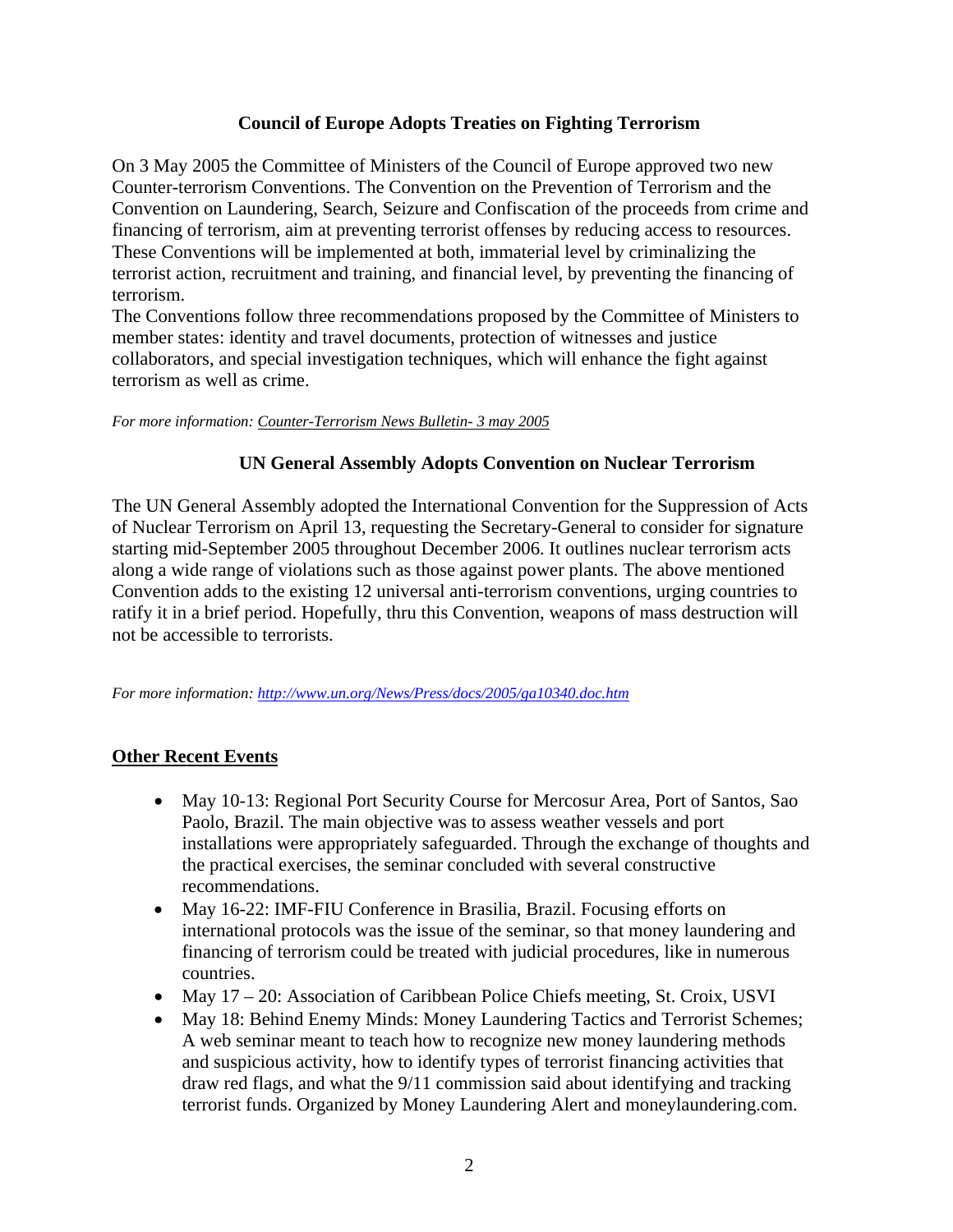### Council of Europe Adopts Treaties on Fighting Terrorism

On 3 May 2005 the Committee of Ministers of the Council of Europe approved two new Counter-terrorism Conventions. The Convention on the Prevention of Terrorism and the Convention on Laundering, Search, Seizure and Confiscation of the proceeds from crime and financing of terrorism, aim at preventing terrorist offenses by reducing access to resources. These Conventions will be implemented at both, immaterial level by criminalizing the terrorist action, recruitment and training, and financial level, by preventing the financing of terrorism.

The Conventions follow three recommendations proposed by the Committee of Ministers to member states: identity and travel documents, protection of witnesses and justice collaborators, and special investigation techniques, which will enhance the fight against terrorism as well as crime.

*For more information: Counter-Terrorism News Bulletin- 3 may 2005*

### UN General Assembly Adopts Convention on Nuclear Terrorism

The UN General Assembly adopted the International Convention for the Suppression of Acts of Nuclear Terrorism on April 13, requesting the Secretary-General to consider for signature starting mid-September 2005 throughout December 2006. It outlines nuclear terrorism acts along a wide range of violations such as those against power plants. The above mentioned Convention adds to the existing 12 universal anti-terrorism conventions, urging countries to ratify it in a brief period. Hopefully, thru this Convention, weapons of mass destruction will not be accessible to terrorists.

*For more information: http://www.un.org/News/Press/docs/2005/ga10340.doc.htm*

## Other Recent Events

- May 10-13: Regional Port Security Course for Mercosur Area, Port of Santos, Sao Paolo, Brazil. The main objective was to assess weather vessels and port installations were appropriately safeguarded. Through the exchange of thoughts and the practical exercises, the seminar concluded with several constructive recommendations.
- May 16-22: IMF-FIU Conference in Brasilia, Brazil. Focusing efforts on international protocols was the issue of the seminar, so that money laundering and financing of terrorism could be treated with judicial procedures, like in numerous countries.
- May 17 – 20: Association of Caribbean Police Chiefs meeting, St. Croix, USVI
- May 18: Behind Enemy Minds: Money Laundering Tactics and Terrorist Schemes; A web seminar meant to teach how to recognize new money laundering methods and suspicious activity, how to identify types of terrorist financing activities that draw red flags, and what the 9/11 commission said about identifying and tracking terrorist funds. Organized by Money Laundering Alert and moneylaundering.com.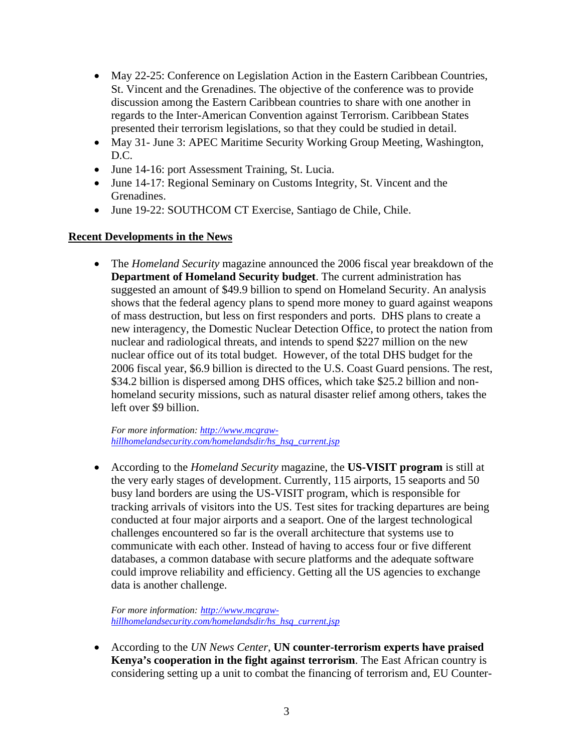- May 22-25: Conference on Legislation Action in the Eastern Caribbean Countries, St. Vincent and the Grenadines. The objective of the conference was to provide discussion among the Eastern Caribbean countries to share with one another in regards to the Inter-American Convention against Terrorism. Caribbean States presented their terrorism legislations, so that they could be studied in detail.
- May 31- June 3: APEC Maritime Security Working Group Meeting, Washington, D.C.
- June 14-16: port Assessment Training, St. Lucia.
- June 14-17: Regional Seminary on Customs Integrity, St. Vincent and the Grenadines.
- June 19-22: SOUTHCOM CT Exercise, Santiago de Chile, Chile.

## Recent Developments in the News

- The *Homeland Security* magazine announced the 2006 fiscal year breakdown of the **Department of Homeland Security budget**. The current administration has suggested an amount of $49.9 billion to spend on Homeland Security. An analysis shows that the federal agency plans to spend more money to guard against weapons of mass destruction, but less on first responders and ports. DHS plans to create a new interagency, the Domestic Nuclear Detection Office, to protect the nation from nuclear and radiological threats, and intends to spend $227 million on the new nuclear office out of its total budget. However, of the total DHS budget for the 2006 fiscal year, $6.9 billion is directed to the U.S. Coast Guard pensions. The rest, $34.2 billion is dispersed among DHS offices, which take $25.2 billion and non-homeland security missions, such as natural disaster relief among others, takes the left over $9 billion.

  *For more information: [http://www.mcgraw-hillhomelandsecurity.com/homelandsdir/hs_hsq_current.jsp](http://www.mcgraw-hillhomelandsecurity.com/homelandsdir/hs_hsq_current.jsp)*

- According to the *Homeland Security* magazine, the **US-VISIT program** is still at the very early stages of development. Currently, 115 airports, 15 seaports and 50 busy land borders are using the US-VISIT program, which is responsible for tracking arrivals of visitors into the US. Test sites for tracking departures are being conducted at four major airports and a seaport. One of the largest technological challenges encountered so far is the overall architecture that systems use to communicate with each other. Instead of having to access four or five different databases, a common database with secure platforms and the adequate software could improve reliability and efficiency. Getting all the US agencies to exchange data is another challenge.

  *For more information: [http://www.mcgraw-hillhomelandsecurity.com/homelandsdir/hs_hsq_current.jsp](http://www.mcgraw-hillhomelandsecurity.com/homelandsdir/hs_hsq_current.jsp)*

- According to the *UN News Center*, **UN counter-terrorism experts have praised Kenya's cooperation in the fight against terrorism**. The East African country is considering setting up a unit to combat the financing of terrorism and, EU Counter-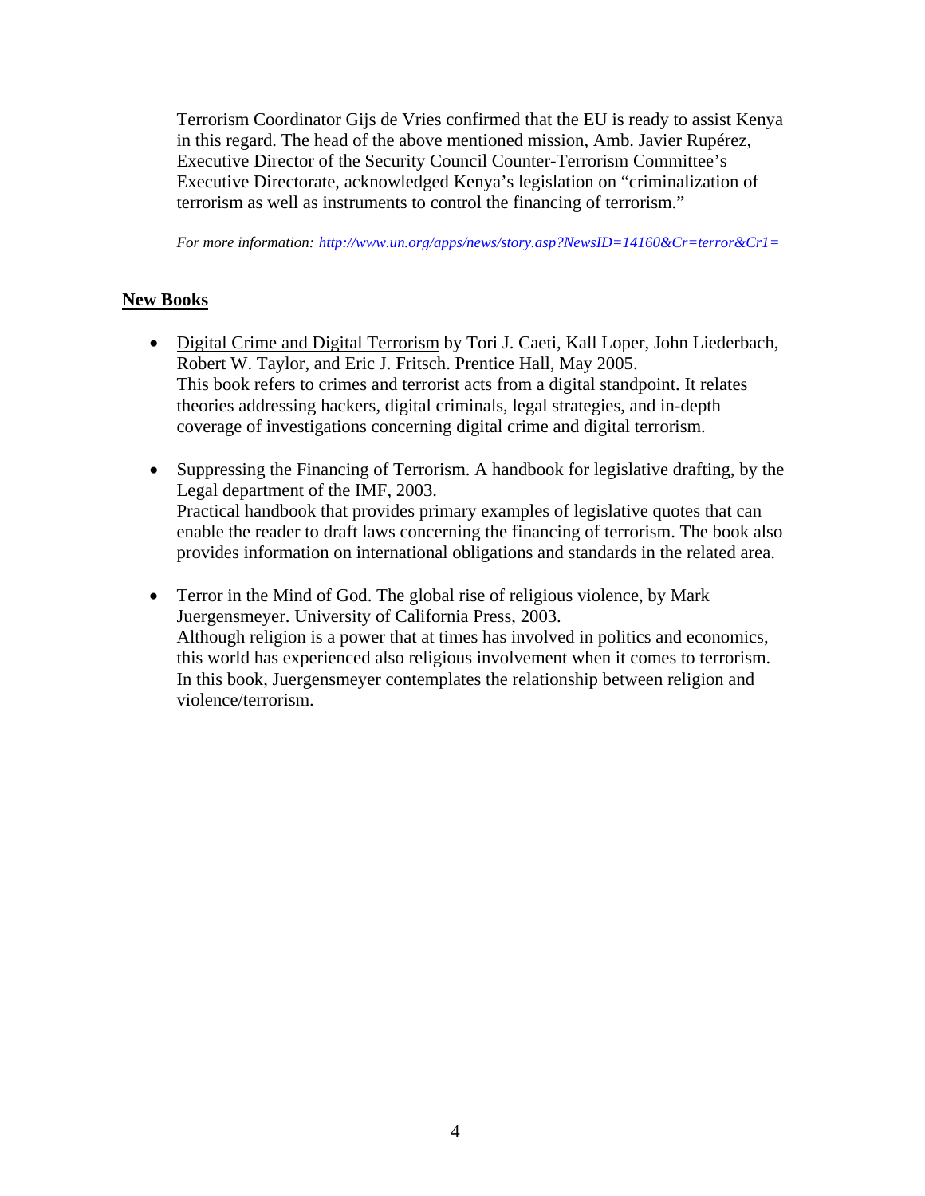Terrorism Coordinator Gijs de Vries confirmed that the EU is ready to assist Kenya in this regard. The head of the above mentioned mission, Amb. Javier Rupérez, Executive Director of the Security Council Counter-Terrorism Committee's Executive Directorate, acknowledged Kenya's legislation on "criminalization of terrorism as well as instruments to control the financing of terrorism."

*For more information: [http://www.un.org/apps/news/story.asp?NewsID=14160&Cr=terror&Cr1=](http://www.un.org/apps/news/story.asp?NewsID=14160&Cr=terror&Cr1=)*

## New Books

- Digital Crime and Digital Terrorism by Tori J. Caeti, Kall Loper, John Liederbach, Robert W. Taylor, and Eric J. Fritsch. Prentice Hall, May 2005.
  This book refers to crimes and terrorist acts from a digital standpoint. It relates theories addressing hackers, digital criminals, legal strategies, and in-depth coverage of investigations concerning digital crime and digital terrorism.

- Suppressing the Financing of Terrorism. A handbook for legislative drafting, by the Legal department of the IMF, 2003.
  Practical handbook that provides primary examples of legislative quotes that can enable the reader to draft laws concerning the financing of terrorism. The book also provides information on international obligations and standards in the related area.

- Terror in the Mind of God. The global rise of religious violence, by Mark Juergensmeyer. University of California Press, 2003.
  Although religion is a power that at times has involved in politics and economics, this world has experienced also religious involvement when it comes to terrorism. In this book, Juergensmeyer contemplates the relationship between religion and violence/terrorism.